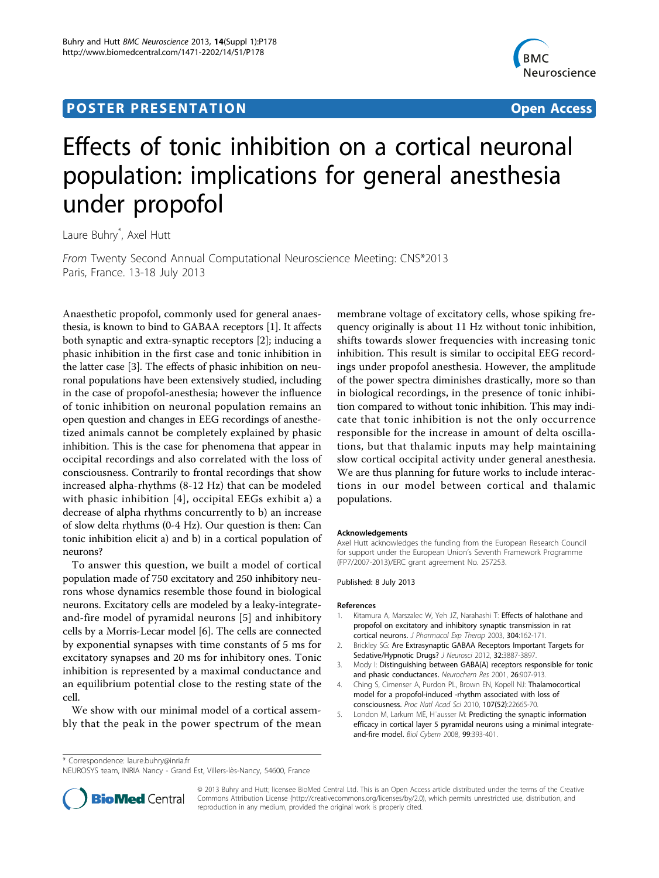**POSTER PRESENTATION** **Open Access**

# Effects of tonic inhibition on a cortical neuronal population: implications for general anesthesia under propofol

Laure Buhry*, Axel Hutt

*From* Twenty Second Annual Computational Neuroscience Meeting: CNS*2013
Paris, France. 13-18 July 2013

Anaesthetic propofol, commonly used for general anaesthesia, is known to bind to GABAA receptors [1]. It affects both synaptic and extra-synaptic receptors [2]; inducing a phasic inhibition in the first case and tonic inhibition in the latter case [3]. The effects of phasic inhibition on neuronal populations have been extensively studied, including in the case of propofol-anesthesia; however the influence of tonic inhibition on neuronal population remains an open question and changes in EEG recordings of anesthetized animals cannot be completely explained by phasic inhibition. This is the case for phenomena that appear in occipital recordings and also correlated with the loss of consciousness. Contrarily to frontal recordings that show increased alpha-rhythms (8-12 Hz) that can be modeled with phasic inhibition [4], occipital EEGs exhibit a) a decrease of alpha rhythms concurrently to b) an increase of slow delta rhythms (0-4 Hz). Our question is then: Can tonic inhibition elicit a) and b) in a cortical population of neurons?

To answer this question, we built a model of cortical population made of 750 excitatory and 250 inhibitory neurons whose dynamics resemble those found in biological neurons. Excitatory cells are modeled by a leaky-integrate-and-fire model of pyramidal neurons [5] and inhibitory cells by a Morris-Lecar model [6]. The cells are connected by exponential synapses with time constants of 5 ms for excitatory synapses and 20 ms for inhibitory ones. Tonic inhibition is represented by a maximal conductance and an equilibrium potential close to the resting state of the cell.

We show with our minimal model of a cortical assembly that the peak in the power spectrum of the mean membrane voltage of excitatory cells, whose spiking frequency originally is about 11 Hz without tonic inhibition, shifts towards slower frequencies with increasing tonic inhibition. This result is similar to occipital EEG recordings under propofol anesthesia. However, the amplitude of the power spectra diminishes drastically, more so than in biological recordings, in the presence of tonic inhibition compared to without tonic inhibition. This may indicate that tonic inhibition is not the only occurrence responsible for the increase in amount of delta oscillations, but that thalamic inputs may help maintaining slow cortical occipital activity under general anesthesia. We are thus planning for future works to include interactions in our model between cortical and thalamic populations.

#### Acknowledgements

Axel Hutt acknowledges the funding from the European Research Council for support under the European Union's Seventh Framework Programme (FP7/2007-2013)/ERC grant agreement No. 257253.

Published: 8 July 2013

#### References

1. Kitamura A, Marszalec W, Yeh JZ, Narahashi T: **Effects of halothane and propofol on excitatory and inhibitory synaptic transmission in rat cortical neurons.** *J Pharmacol Exp Therap* 2003, **304**:162-171.
2. Brickley SG: **Are Extrasynaptic GABAA Receptors Important Targets for Sedative/Hypnotic Drugs?** *J Neurosci* 2012, **32**:3887-3897.
3. Mody I: **Distinguishing between GABA(A) receptors responsible for tonic and phasic conductances.** *Neurochem Res* 2001, **26**:907-913.
4. Ching S, Cimenser A, Purdon PL, Brown EN, Kopell NJ: **Thalamocortical model for a propofol-induced -rhythm associated with loss of consciousness.** *Proc Natl Acad Sci* 2010, **107(52)**:22665-70.
5. London M, Larkum ME, H¨ausser M: **Predicting the synaptic information efficacy in cortical layer 5 pyramidal neurons using a minimal integrate-and-fire model.** *Biol Cybern* 2008, **99**:393-401.

\* Correspondence: laure.buhry@inria.fr
NEUROSYS team, INRIA Nancy - Grand Est, Villers-lès-Nancy, 54600, France

© 2013 Buhry and Hutt; licensee BioMed Central Ltd. This is an Open Access article distributed under the terms of the Creative Commons Attribution License (http://creativecommons.org/licenses/by/2.0), which permits unrestricted use, distribution, and reproduction in any medium, provided the original work is properly cited.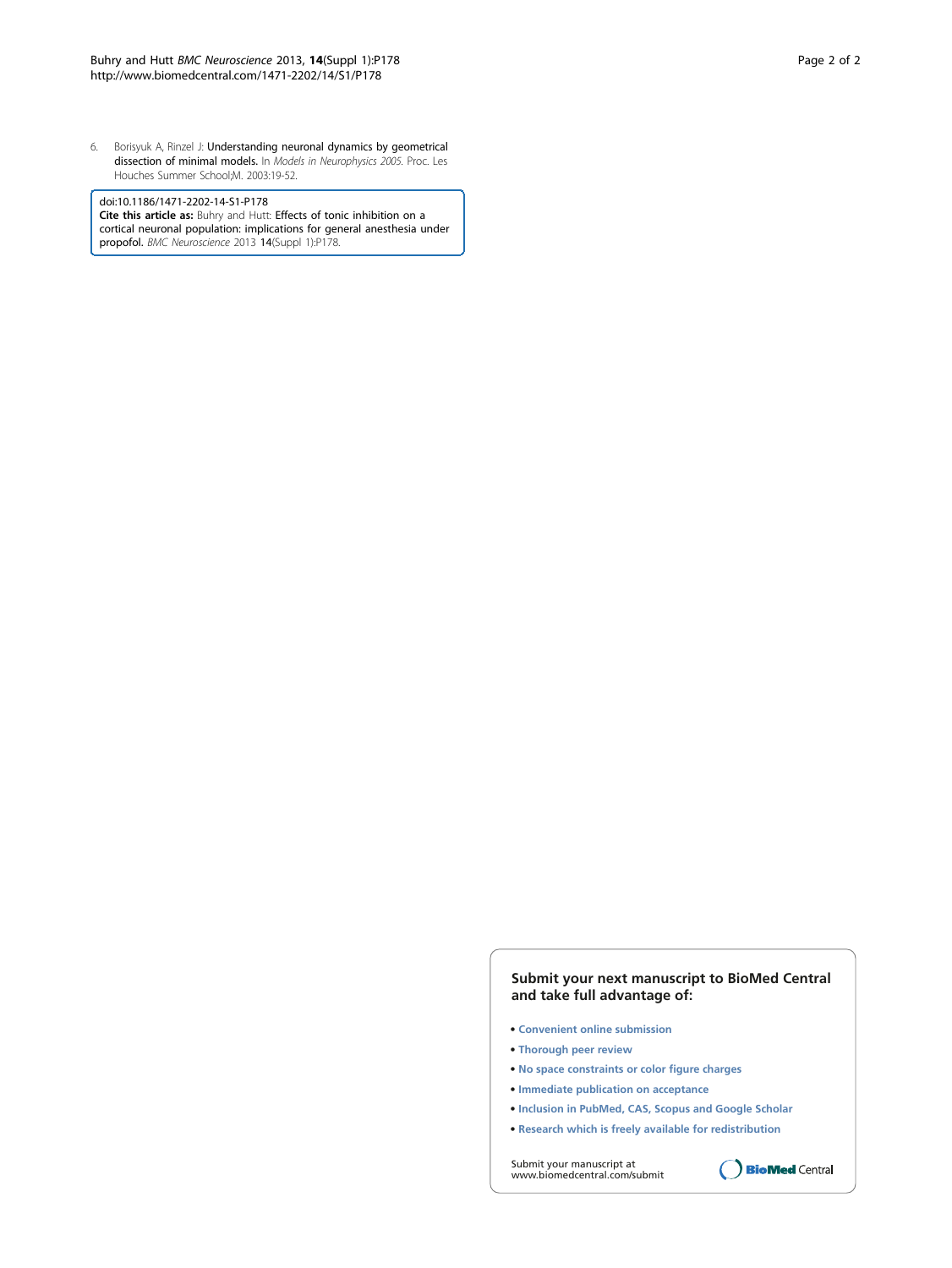6. Borisyuk A, Rinzel J: **Understanding neuronal dynamics by geometrical dissection of minimal models.** In *Models in Neurophysics 2005.* Proc. Les Houches Summer School;M. 2003:19-52.

doi:10.1186/1471-2202-14-S1-P178
**Cite this article as:** Buhry and Hutt: **Effects of tonic inhibition on a cortical neuronal population: implications for general anesthesia under propofol.** *BMC Neuroscience* 2013 **14**(Suppl 1):P178.

**Submit your next manuscript to BioMed Central and take full advantage of:**

- **Convenient online submission**
- **Thorough peer review**
- **No space constraints or color figure charges**
- **Immediate publication on acceptance**
- **Inclusion in PubMed, CAS, Scopus and Google Scholar**
- **Research which is freely available for redistribution**

Submit your manuscript at
www.biomedcentral.com/submit

BioMed Central